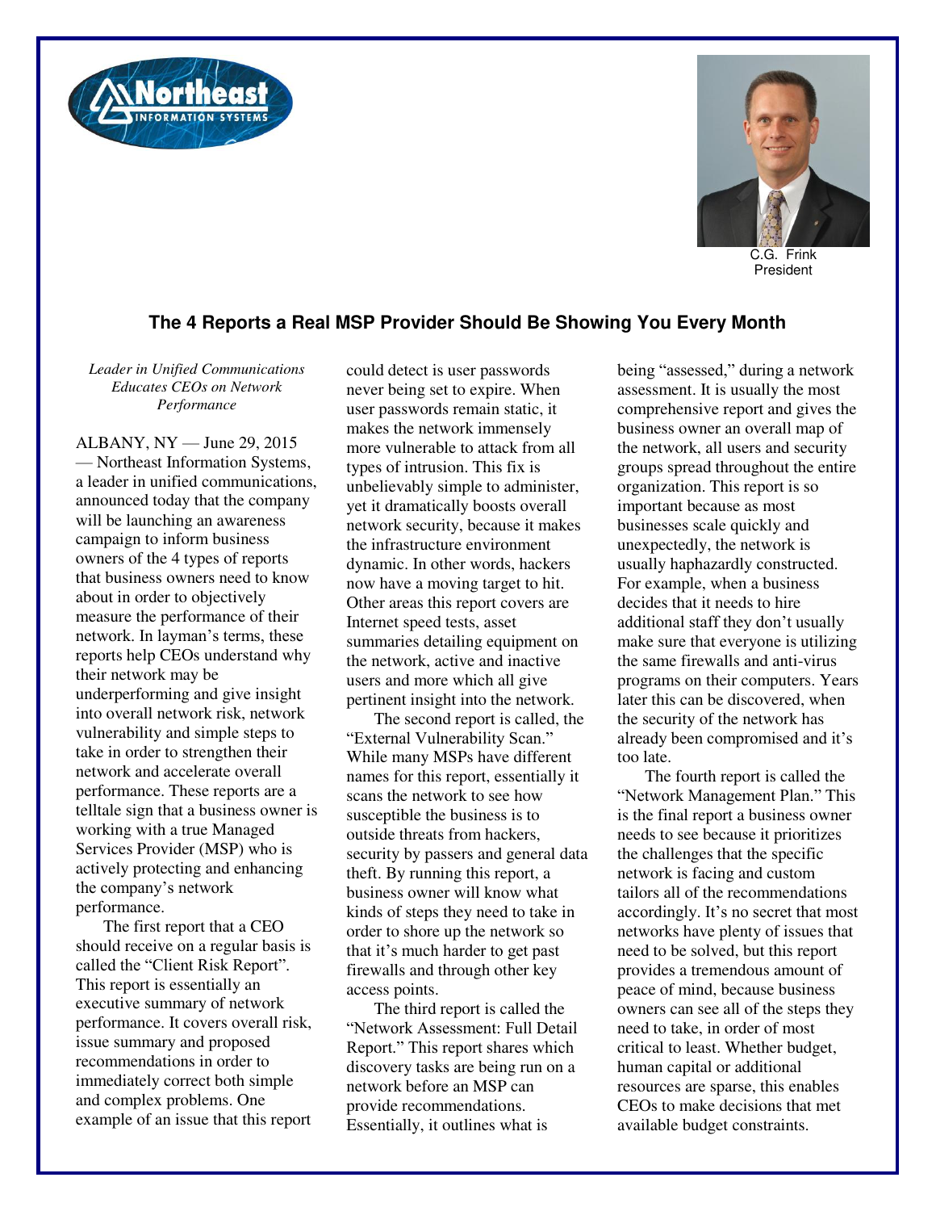C.G. Frink
President

## The 4 Reports a Real MSP Provider Should Be Showing You Every Month

*Leader in Unified Communications Educates CEOs on Network Performance*

ALBANY, NY — June 29, 2015 — Northeast Information Systems, a leader in unified communications, announced today that the company will be launching an awareness campaign to inform business owners of the 4 types of reports that business owners need to know about in order to objectively measure the performance of their network. In layman's terms, these reports help CEOs understand why their network may be underperforming and give insight into overall network risk, network vulnerability and simple steps to take in order to strengthen their network and accelerate overall performance. These reports are a telltale sign that a business owner is working with a true Managed Services Provider (MSP) who is actively protecting and enhancing the company's network performance.

The first report that a CEO should receive on a regular basis is called the "Client Risk Report". This report is essentially an executive summary of network performance. It covers overall risk, issue summary and proposed recommendations in order to immediately correct both simple and complex problems. One example of an issue that this report could detect is user passwords never being set to expire. When user passwords remain static, it makes the network immensely more vulnerable to attack from all types of intrusion. This fix is unbelievably simple to administer, yet it dramatically boosts overall network security, because it makes the infrastructure environment dynamic. In other words, hackers now have a moving target to hit. Other areas this report covers are Internet speed tests, asset summaries detailing equipment on the network, active and inactive users and more which all give pertinent insight into the network.

The second report is called, the "External Vulnerability Scan." While many MSPs have different names for this report, essentially it scans the network to see how susceptible the business is to outside threats from hackers, security by passers and general data theft. By running this report, a business owner will know what kinds of steps they need to take in order to shore up the network so that it's much harder to get past firewalls and through other key access points.

The third report is called the "Network Assessment: Full Detail Report." This report shares which discovery tasks are being run on a network before an MSP can provide recommendations. Essentially, it outlines what is being "assessed," during a network assessment. It is usually the most comprehensive report and gives the business owner an overall map of the network, all users and security groups spread throughout the entire organization. This report is so important because as most businesses scale quickly and unexpectedly, the network is usually haphazardly constructed. For example, when a business decides that it needs to hire additional staff they don't usually make sure that everyone is utilizing the same firewalls and anti-virus programs on their computers. Years later this can be discovered, when the security of the network has already been compromised and it's too late.

The fourth report is called the "Network Management Plan." This is the final report a business owner needs to see because it prioritizes the challenges that the specific network is facing and custom tailors all of the recommendations accordingly. It's no secret that most networks have plenty of issues that need to be solved, but this report provides a tremendous amount of peace of mind, because business owners can see all of the steps they need to take, in order of most critical to least. Whether budget, human capital or additional resources are sparse, this enables CEOs to make decisions that met available budget constraints.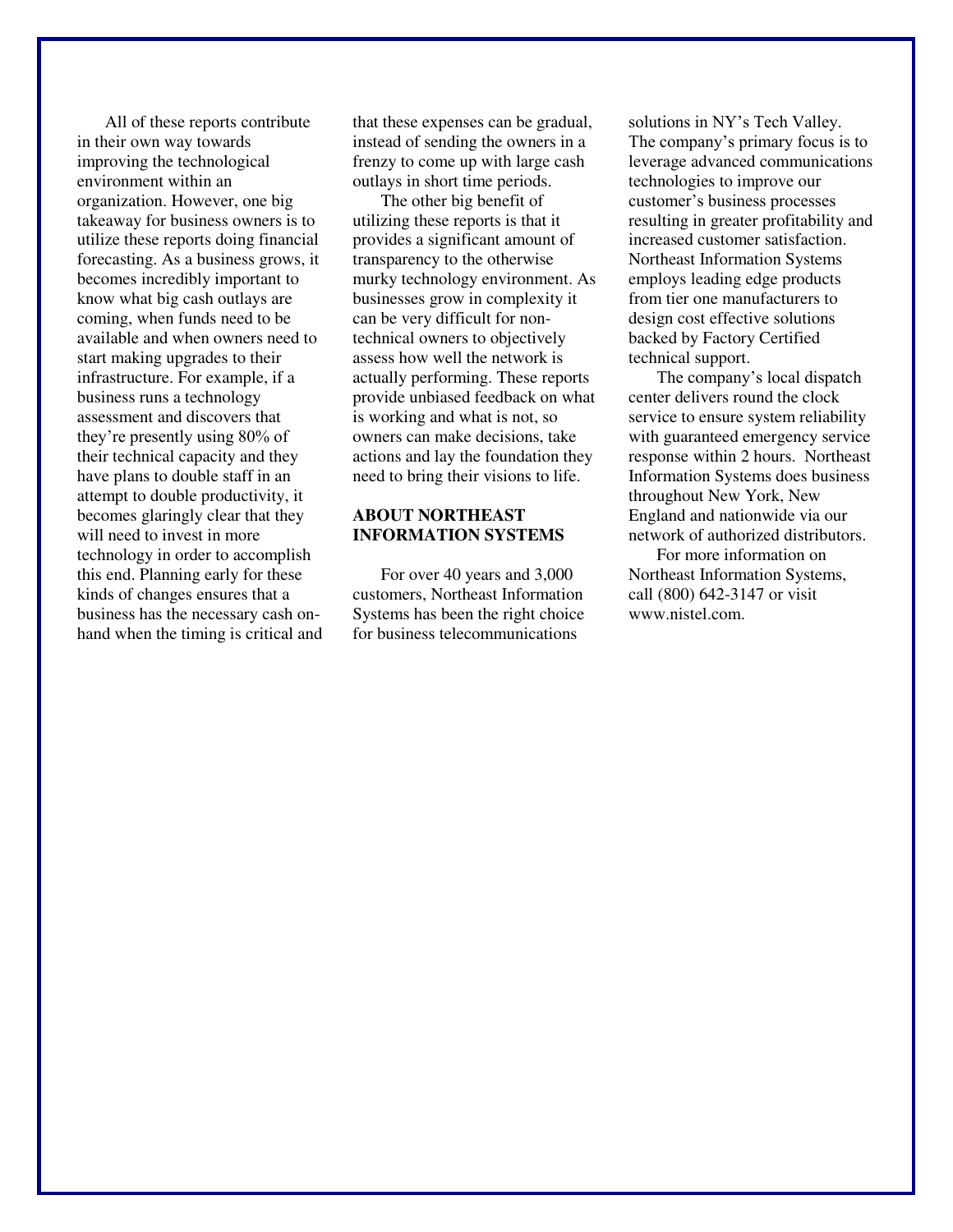All of these reports contribute in their own way towards improving the technological environment within an organization. However, one big takeaway for business owners is to utilize these reports doing financial forecasting. As a business grows, it becomes incredibly important to know what big cash outlays are coming, when funds need to be available and when owners need to start making upgrades to their infrastructure. For example, if a business runs a technology assessment and discovers that they're presently using 80% of their technical capacity and they have plans to double staff in an attempt to double productivity, it becomes glaringly clear that they will need to invest in more technology in order to accomplish this end. Planning early for these kinds of changes ensures that a business has the necessary cash on-hand when the timing is critical and that these expenses can be gradual, instead of sending the owners in a frenzy to come up with large cash outlays in short time periods.

The other big benefit of utilizing these reports is that it provides a significant amount of transparency to the otherwise murky technology environment. As businesses grow in complexity it can be very difficult for non-technical owners to objectively assess how well the network is actually performing. These reports provide unbiased feedback on what is working and what is not, so owners can make decisions, take actions and lay the foundation they need to bring their visions to life.

**ABOUT NORTHEAST INFORMATION SYSTEMS**

For over 40 years and 3,000 customers, Northeast Information Systems has been the right choice for business telecommunications solutions in NY's Tech Valley. The company's primary focus is to leverage advanced communications technologies to improve our customer's business processes resulting in greater profitability and increased customer satisfaction. Northeast Information Systems employs leading edge products from tier one manufacturers to design cost effective solutions backed by Factory Certified technical support.

The company's local dispatch center delivers round the clock service to ensure system reliability with guaranteed emergency service response within 2 hours. Northeast Information Systems does business throughout New York, New England and nationwide via our network of authorized distributors.

For more information on Northeast Information Systems, call (800) 642-3147 or visit www.nistel.com.